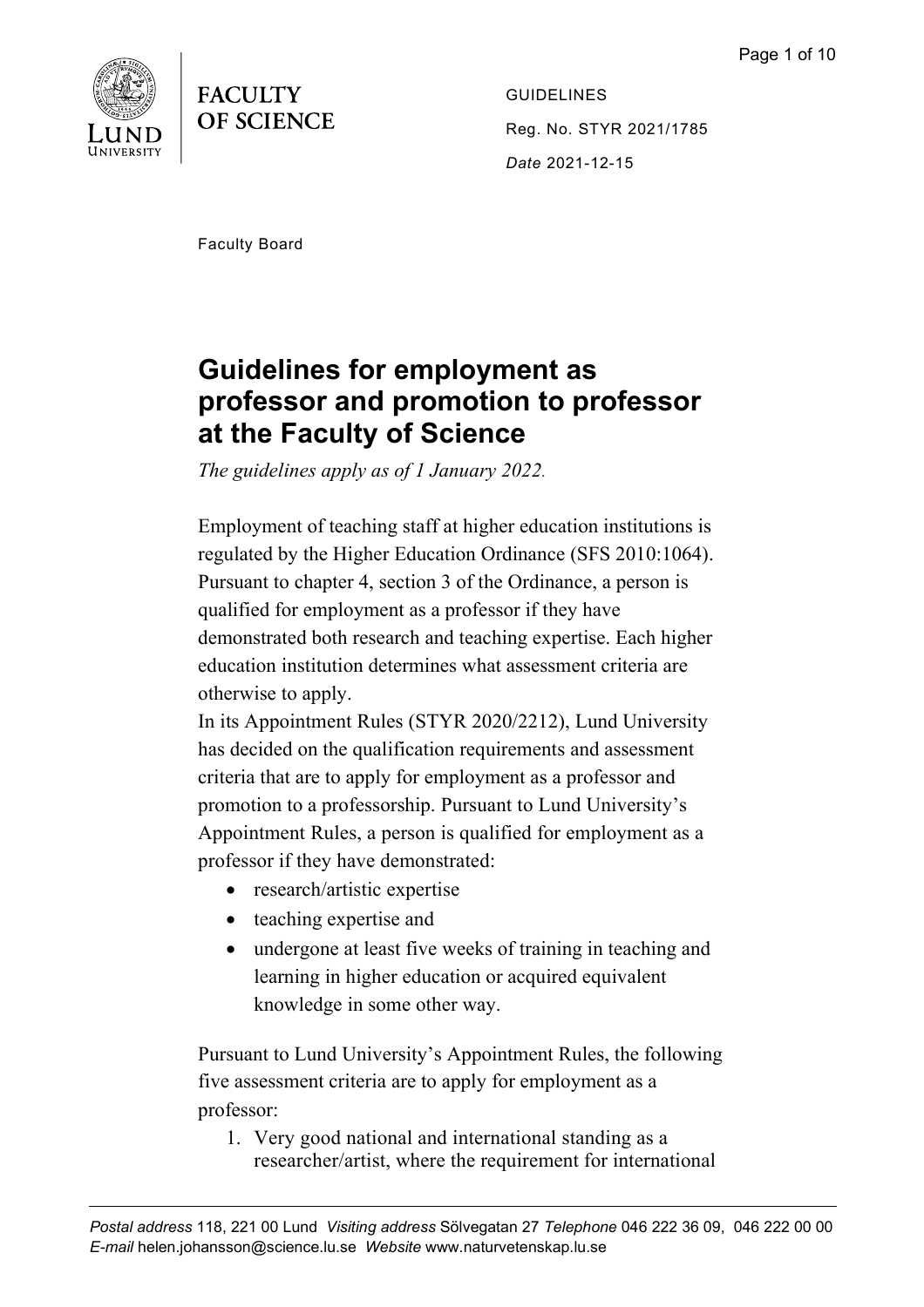FACULTY OF SCIENCE

GUIDELINES

Reg. No. STYR 2021/1785

*Date* 2021-12-15

Faculty Board

# Guidelines for employment as professor and promotion to professor at the Faculty of Science

*The guidelines apply as of 1 January 2022.*

Employment of teaching staff at higher education institutions is regulated by the Higher Education Ordinance (SFS 2010:1064). Pursuant to chapter 4, section 3 of the Ordinance, a person is qualified for employment as a professor if they have demonstrated both research and teaching expertise. Each higher education institution determines what assessment criteria are otherwise to apply.

In its Appointment Rules (STYR 2020/2212), Lund University has decided on the qualification requirements and assessment criteria that are to apply for employment as a professor and promotion to a professorship. Pursuant to Lund University's Appointment Rules, a person is qualified for employment as a professor if they have demonstrated:

- research/artistic expertise
- teaching expertise and
- undergone at least five weeks of training in teaching and learning in higher education or acquired equivalent knowledge in some other way.

Pursuant to Lund University's Appointment Rules, the following five assessment criteria are to apply for employment as a professor:

1. Very good national and international standing as a researcher/artist, where the requirement for international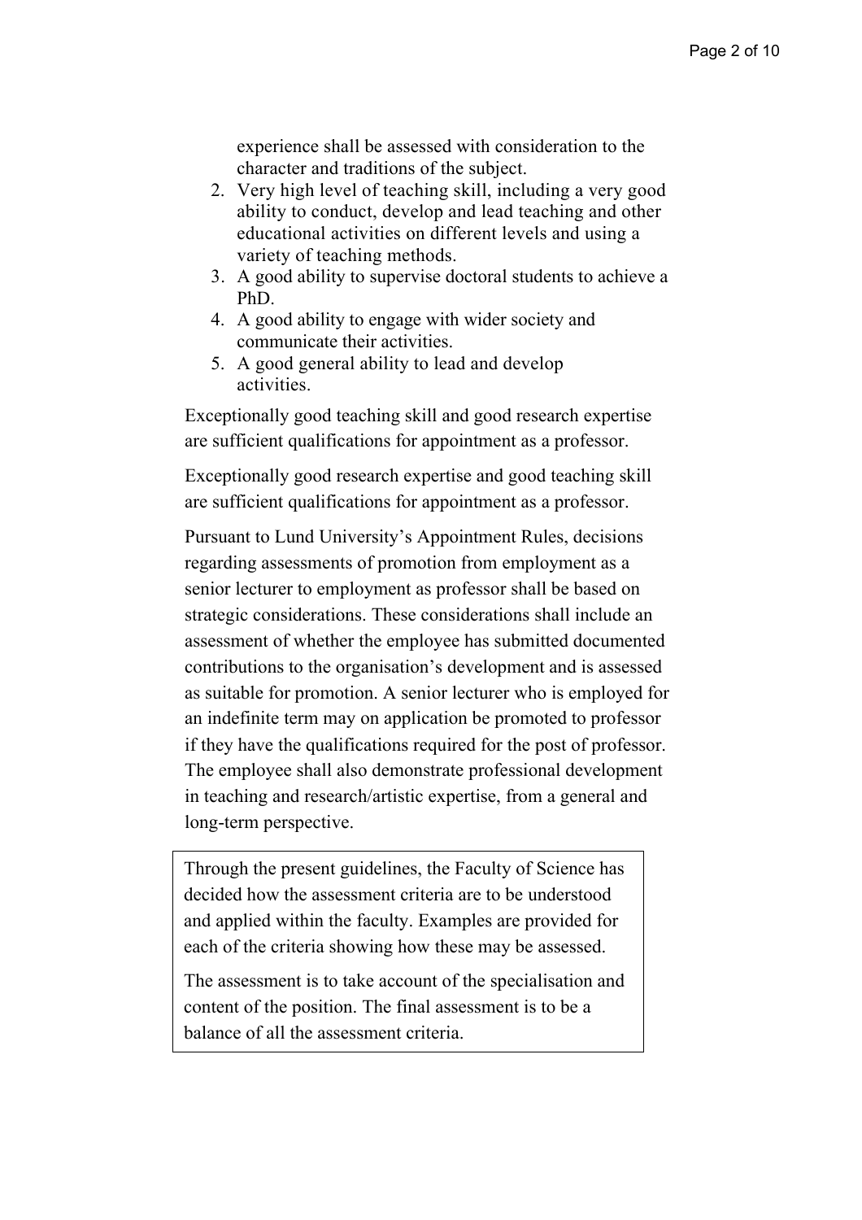experience shall be assessed with consideration to the character and traditions of the subject.

2. Very high level of teaching skill, including a very good ability to conduct, develop and lead teaching and other educational activities on different levels and using a variety of teaching methods.
3. A good ability to supervise doctoral students to achieve a PhD.
4. A good ability to engage with wider society and communicate their activities.
5. A good general ability to lead and develop activities.

Exceptionally good teaching skill and good research expertise are sufficient qualifications for appointment as a professor.

Exceptionally good research expertise and good teaching skill are sufficient qualifications for appointment as a professor.

Pursuant to Lund University's Appointment Rules, decisions regarding assessments of promotion from employment as a senior lecturer to employment as professor shall be based on strategic considerations. These considerations shall include an assessment of whether the employee has submitted documented contributions to the organisation's development and is assessed as suitable for promotion. A senior lecturer who is employed for an indefinite term may on application be promoted to professor if they have the qualifications required for the post of professor. The employee shall also demonstrate professional development in teaching and research/artistic expertise, from a general and long-term perspective.

> Through the present guidelines, the Faculty of Science has decided how the assessment criteria are to be understood and applied within the faculty. Examples are provided for each of the criteria showing how these may be assessed.
>
> The assessment is to take account of the specialisation and content of the position. The final assessment is to be a balance of all the assessment criteria.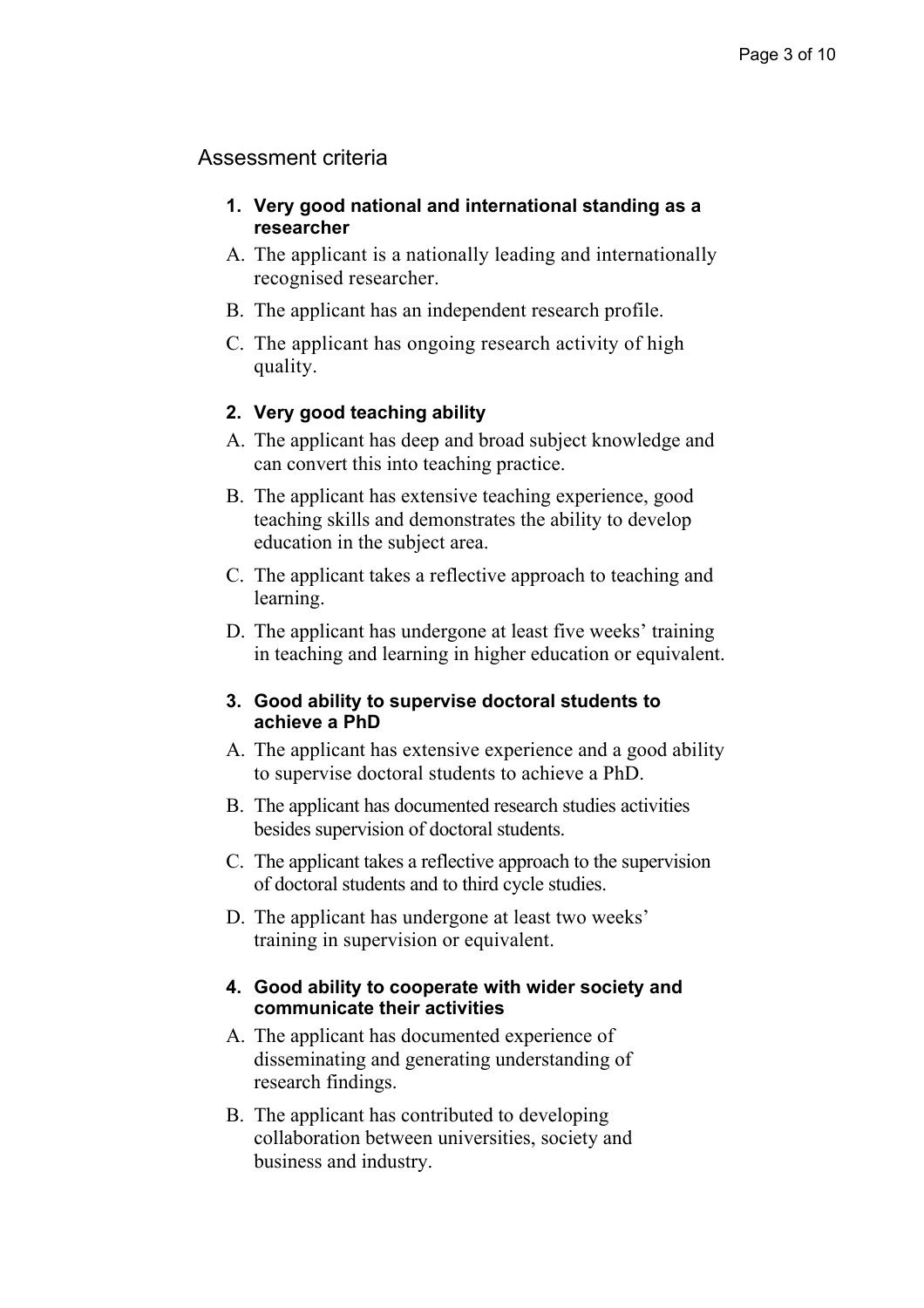## Assessment criteria

### 1. Very good national and international standing as a researcher

A. The applicant is a nationally leading and internationally recognised researcher.

B. The applicant has an independent research profile.

C. The applicant has ongoing research activity of high quality.

### 2. Very good teaching ability

A. The applicant has deep and broad subject knowledge and can convert this into teaching practice.

B. The applicant has extensive teaching experience, good teaching skills and demonstrates the ability to develop education in the subject area.

C. The applicant takes a reflective approach to teaching and learning.

D. The applicant has undergone at least five weeks' training in teaching and learning in higher education or equivalent.

### 3. Good ability to supervise doctoral students to achieve a PhD

A. The applicant has extensive experience and a good ability to supervise doctoral students to achieve a PhD.

B. The applicant has documented research studies activities besides supervision of doctoral students.

C. The applicant takes a reflective approach to the supervision of doctoral students and to third cycle studies.

D. The applicant has undergone at least two weeks' training in supervision or equivalent.

### 4. Good ability to cooperate with wider society and communicate their activities

A. The applicant has documented experience of disseminating and generating understanding of research findings.

B. The applicant has contributed to developing collaboration between universities, society and business and industry.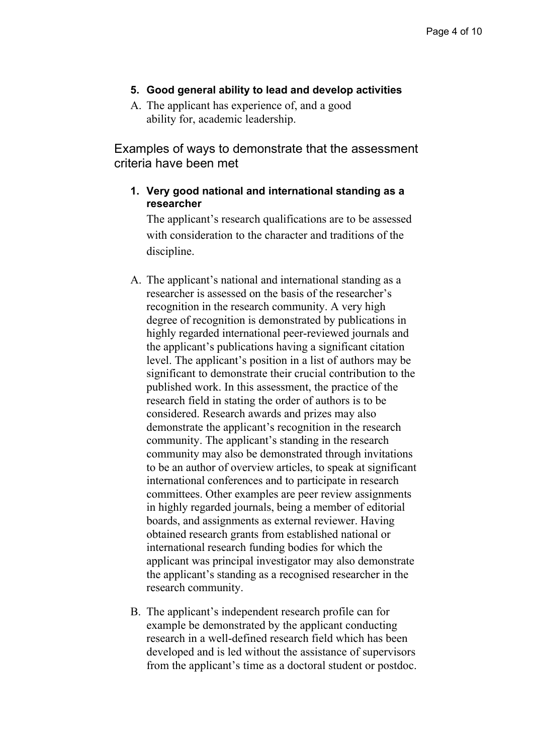**5. Good general ability to lead and develop activities**

A. The applicant has experience of, and a good ability for, academic leadership.

## Examples of ways to demonstrate that the assessment criteria have been met

**1. Very good national and international standing as a researcher**

The applicant's research qualifications are to be assessed with consideration to the character and traditions of the discipline.

A. The applicant's national and international standing as a researcher is assessed on the basis of the researcher's recognition in the research community. A very high degree of recognition is demonstrated by publications in highly regarded international peer-reviewed journals and the applicant's publications having a significant citation level. The applicant's position in a list of authors may be significant to demonstrate their crucial contribution to the published work. In this assessment, the practice of the research field in stating the order of authors is to be considered. Research awards and prizes may also demonstrate the applicant's recognition in the research community. The applicant's standing in the research community may also be demonstrated through invitations to be an author of overview articles, to speak at significant international conferences and to participate in research committees. Other examples are peer review assignments in highly regarded journals, being a member of editorial boards, and assignments as external reviewer. Having obtained research grants from established national or international research funding bodies for which the applicant was principal investigator may also demonstrate the applicant's standing as a recognised researcher in the research community.

B. The applicant's independent research profile can for example be demonstrated by the applicant conducting research in a well-defined research field which has been developed and is led without the assistance of supervisors from the applicant's time as a doctoral student or postdoc.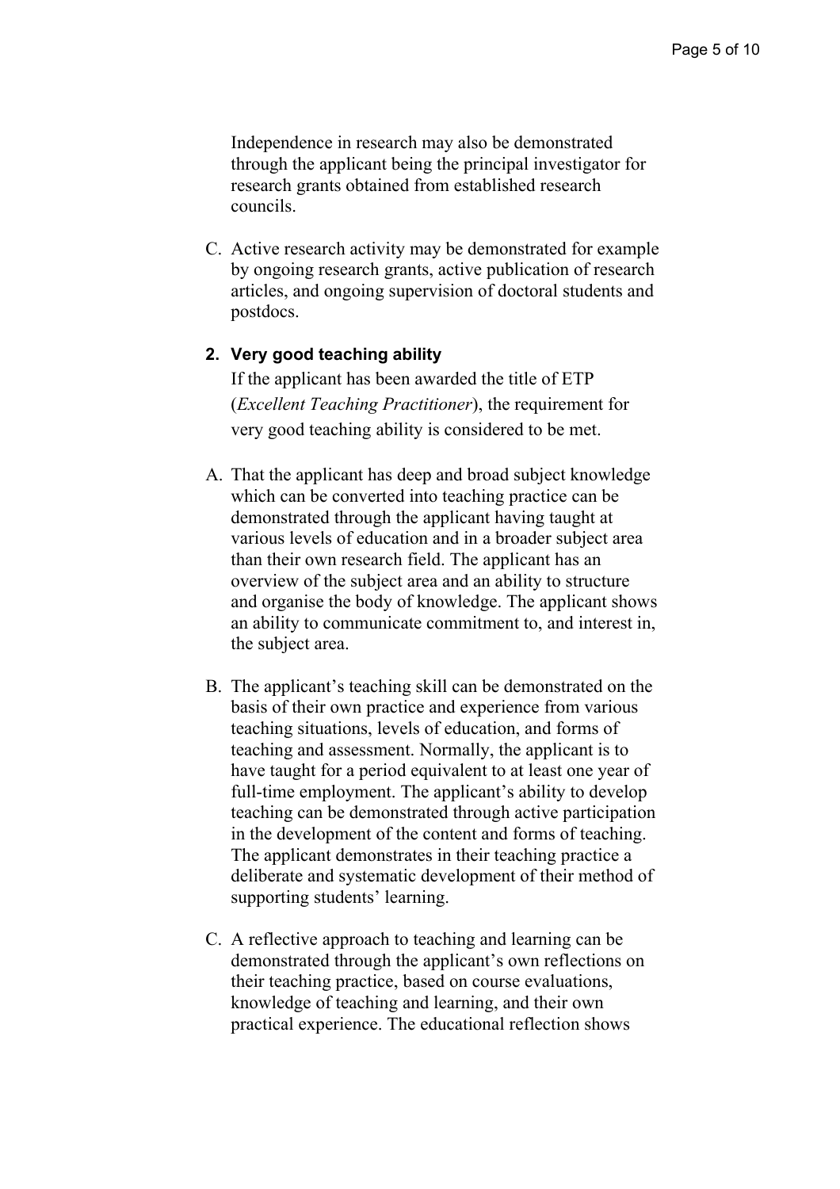Independence in research may also be demonstrated through the applicant being the principal investigator for research grants obtained from established research councils.

C. Active research activity may be demonstrated for example by ongoing research grants, active publication of research articles, and ongoing supervision of doctoral students and postdocs.

**2. Very good teaching ability**

If the applicant has been awarded the title of ETP (*Excellent Teaching Practitioner*), the requirement for very good teaching ability is considered to be met.

A. That the applicant has deep and broad subject knowledge which can be converted into teaching practice can be demonstrated through the applicant having taught at various levels of education and in a broader subject area than their own research field. The applicant has an overview of the subject area and an ability to structure and organise the body of knowledge. The applicant shows an ability to communicate commitment to, and interest in, the subject area.

B. The applicant's teaching skill can be demonstrated on the basis of their own practice and experience from various teaching situations, levels of education, and forms of teaching and assessment. Normally, the applicant is to have taught for a period equivalent to at least one year of full-time employment. The applicant's ability to develop teaching can be demonstrated through active participation in the development of the content and forms of teaching. The applicant demonstrates in their teaching practice a deliberate and systematic development of their method of supporting students' learning.

C. A reflective approach to teaching and learning can be demonstrated through the applicant's own reflections on their teaching practice, based on course evaluations, knowledge of teaching and learning, and their own practical experience. The educational reflection shows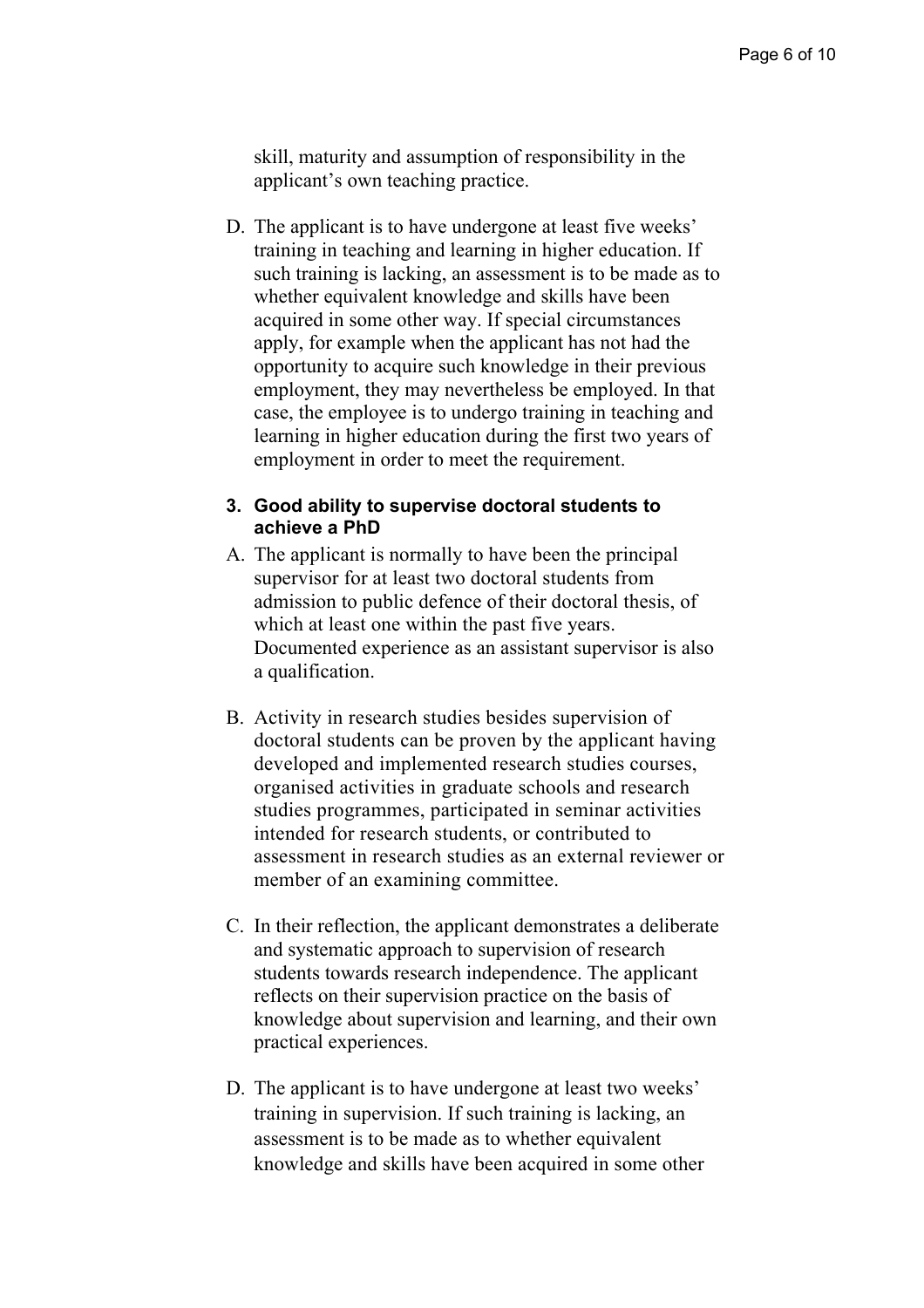skill, maturity and assumption of responsibility in the applicant's own teaching practice.

D. The applicant is to have undergone at least five weeks' training in teaching and learning in higher education. If such training is lacking, an assessment is to be made as to whether equivalent knowledge and skills have been acquired in some other way. If special circumstances apply, for example when the applicant has not had the opportunity to acquire such knowledge in their previous employment, they may nevertheless be employed. In that case, the employee is to undergo training in teaching and learning in higher education during the first two years of employment in order to meet the requirement.

### 3. Good ability to supervise doctoral students to achieve a PhD

A. The applicant is normally to have been the principal supervisor for at least two doctoral students from admission to public defence of their doctoral thesis, of which at least one within the past five years. Documented experience as an assistant supervisor is also a qualification.

B. Activity in research studies besides supervision of doctoral students can be proven by the applicant having developed and implemented research studies courses, organised activities in graduate schools and research studies programmes, participated in seminar activities intended for research students, or contributed to assessment in research studies as an external reviewer or member of an examining committee.

C. In their reflection, the applicant demonstrates a deliberate and systematic approach to supervision of research students towards research independence. The applicant reflects on their supervision practice on the basis of knowledge about supervision and learning, and their own practical experiences.

D. The applicant is to have undergone at least two weeks' training in supervision. If such training is lacking, an assessment is to be made as to whether equivalent knowledge and skills have been acquired in some other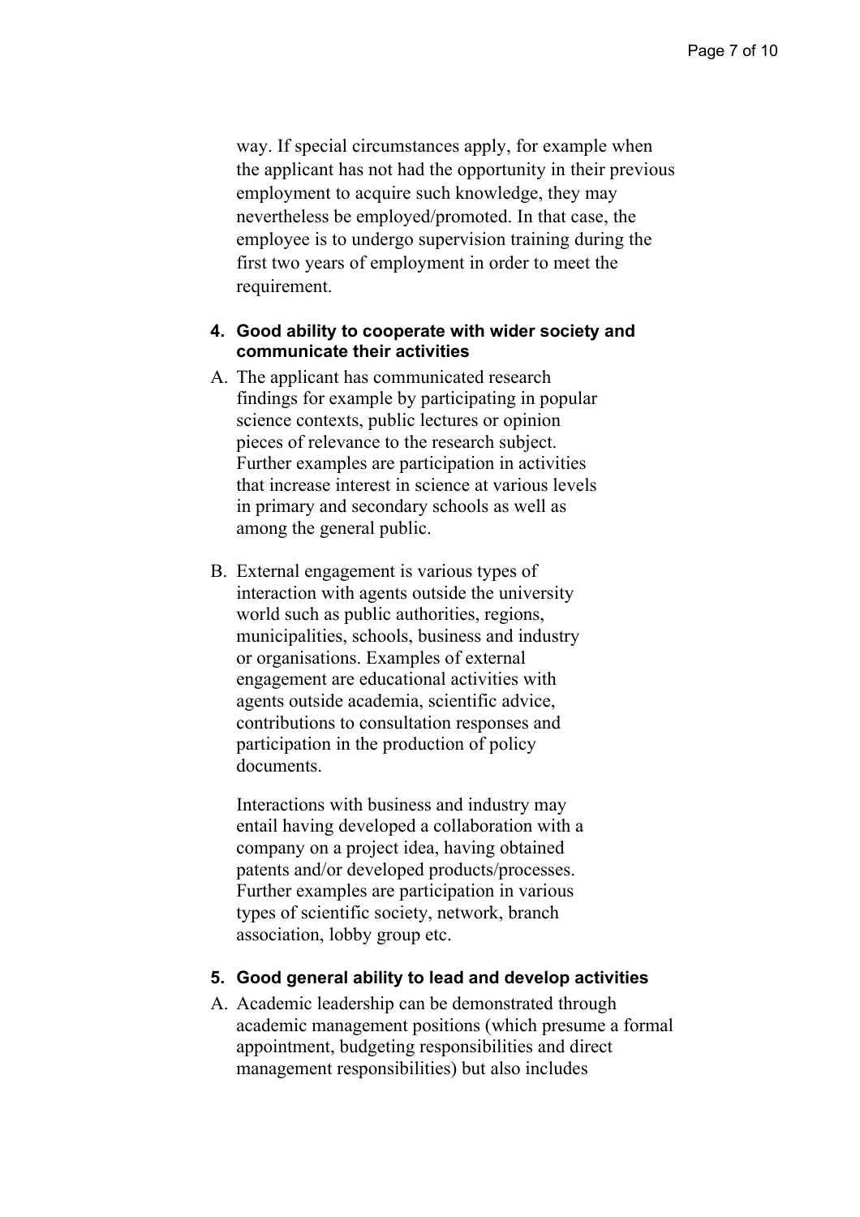way. If special circumstances apply, for example when the applicant has not had the opportunity in their previous employment to acquire such knowledge, they may nevertheless be employed/promoted. In that case, the employee is to undergo supervision training during the first two years of employment in order to meet the requirement.

**4. Good ability to cooperate with wider society and communicate their activities**

A. The applicant has communicated research findings for example by participating in popular science contexts, public lectures or opinion pieces of relevance to the research subject. Further examples are participation in activities that increase interest in science at various levels in primary and secondary schools as well as among the general public.

B. External engagement is various types of interaction with agents outside the university world such as public authorities, regions, municipalities, schools, business and industry or organisations. Examples of external engagement are educational activities with agents outside academia, scientific advice, contributions to consultation responses and participation in the production of policy documents.

   Interactions with business and industry may entail having developed a collaboration with a company on a project idea, having obtained patents and/or developed products/processes. Further examples are participation in various types of scientific society, network, branch association, lobby group etc.

**5. Good general ability to lead and develop activities**

A. Academic leadership can be demonstrated through academic management positions (which presume a formal appointment, budgeting responsibilities and direct management responsibilities) but also includes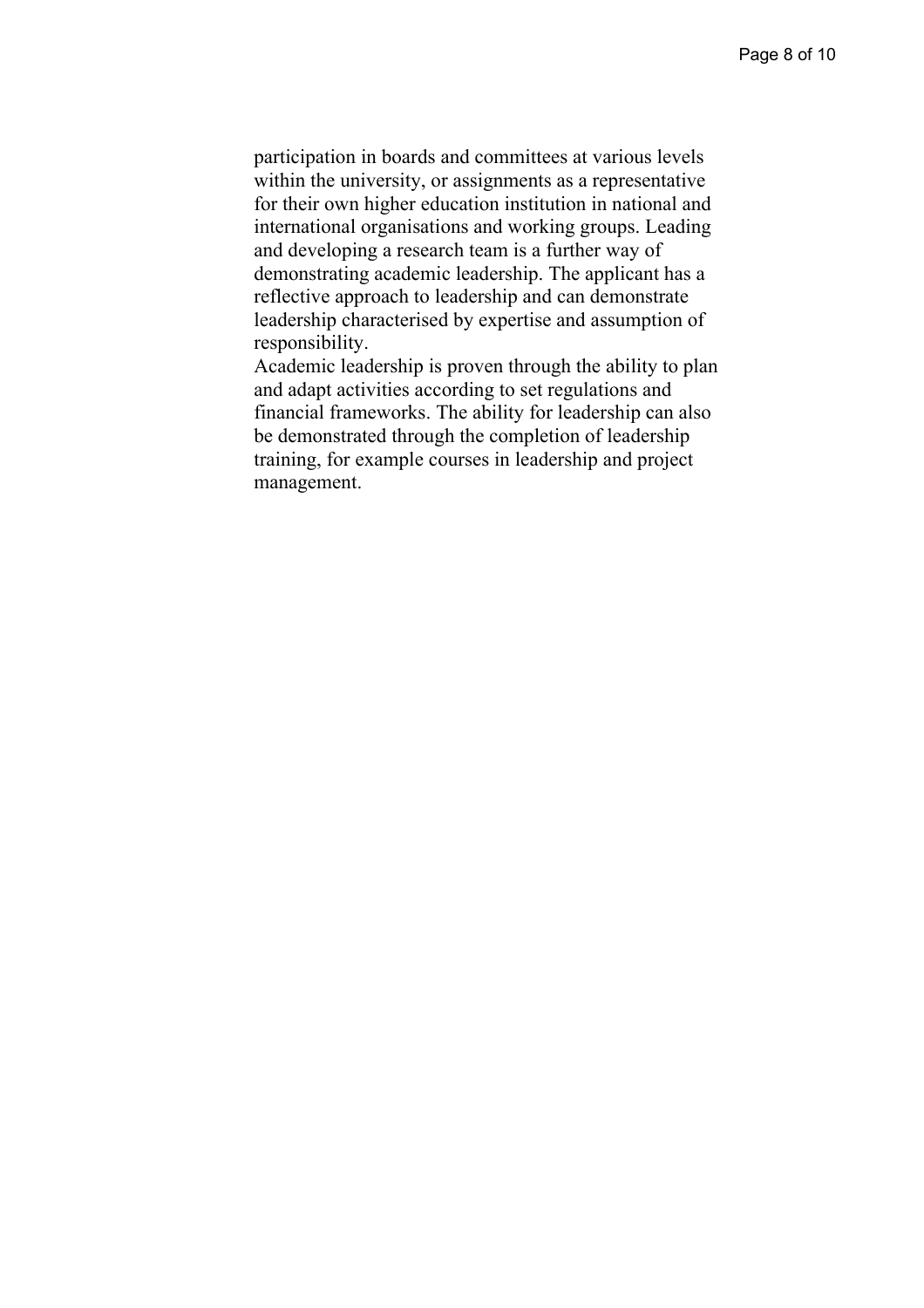participation in boards and committees at various levels within the university, or assignments as a representative for their own higher education institution in national and international organisations and working groups. Leading and developing a research team is a further way of demonstrating academic leadership. The applicant has a reflective approach to leadership and can demonstrate leadership characterised by expertise and assumption of responsibility.

Academic leadership is proven through the ability to plan and adapt activities according to set regulations and financial frameworks. The ability for leadership can also be demonstrated through the completion of leadership training, for example courses in leadership and project management.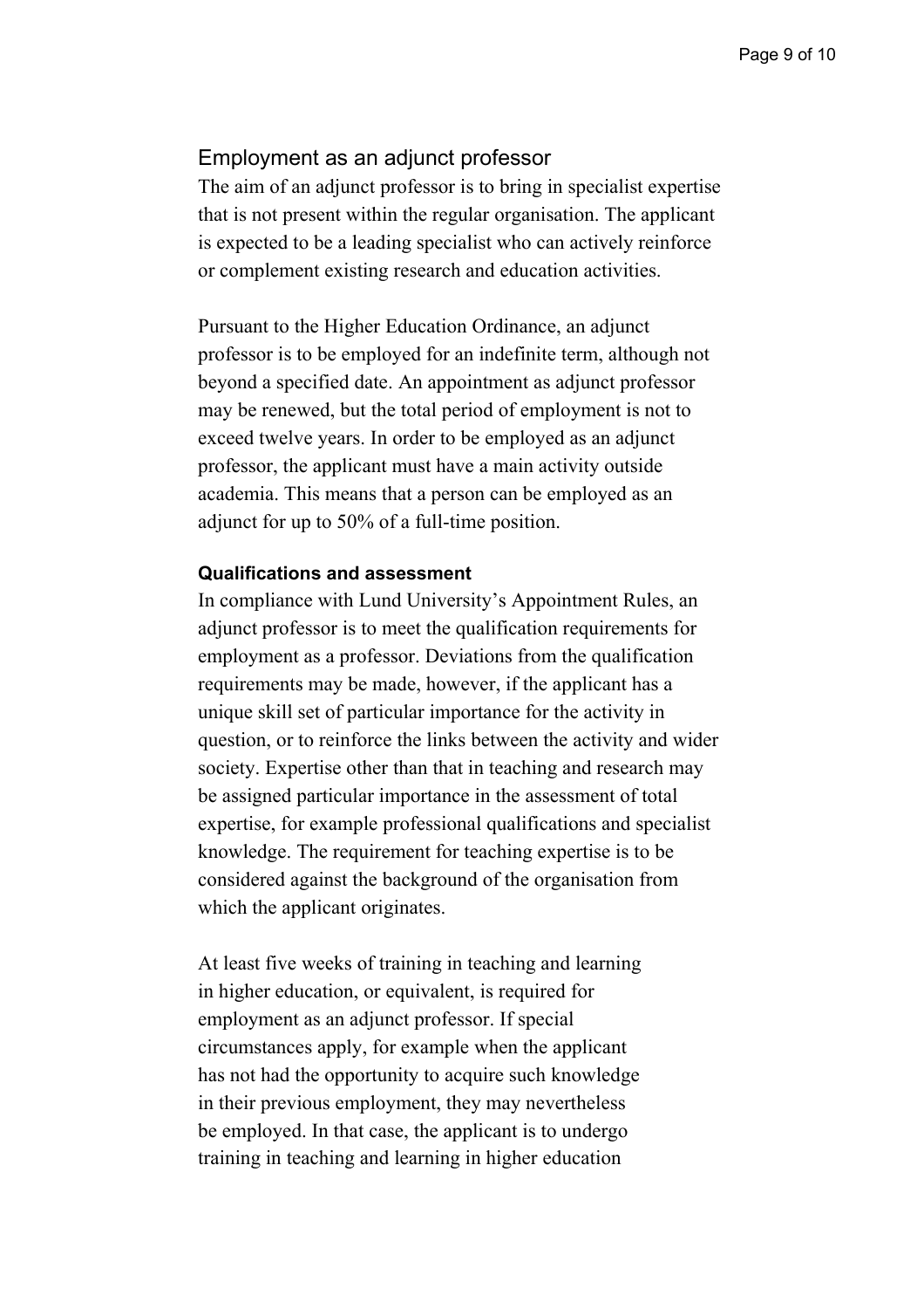## Employment as an adjunct professor

The aim of an adjunct professor is to bring in specialist expertise that is not present within the regular organisation. The applicant is expected to be a leading specialist who can actively reinforce or complement existing research and education activities.

Pursuant to the Higher Education Ordinance, an adjunct professor is to be employed for an indefinite term, although not beyond a specified date. An appointment as adjunct professor may be renewed, but the total period of employment is not to exceed twelve years. In order to be employed as an adjunct professor, the applicant must have a main activity outside academia. This means that a person can be employed as an adjunct for up to 50% of a full-time position.

### Qualifications and assessment

In compliance with Lund University's Appointment Rules, an adjunct professor is to meet the qualification requirements for employment as a professor. Deviations from the qualification requirements may be made, however, if the applicant has a unique skill set of particular importance for the activity in question, or to reinforce the links between the activity and wider society. Expertise other than that in teaching and research may be assigned particular importance in the assessment of total expertise, for example professional qualifications and specialist knowledge. The requirement for teaching expertise is to be considered against the background of the organisation from which the applicant originates.

At least five weeks of training in teaching and learning in higher education, or equivalent, is required for employment as an adjunct professor. If special circumstances apply, for example when the applicant has not had the opportunity to acquire such knowledge in their previous employment, they may nevertheless be employed. In that case, the applicant is to undergo training in teaching and learning in higher education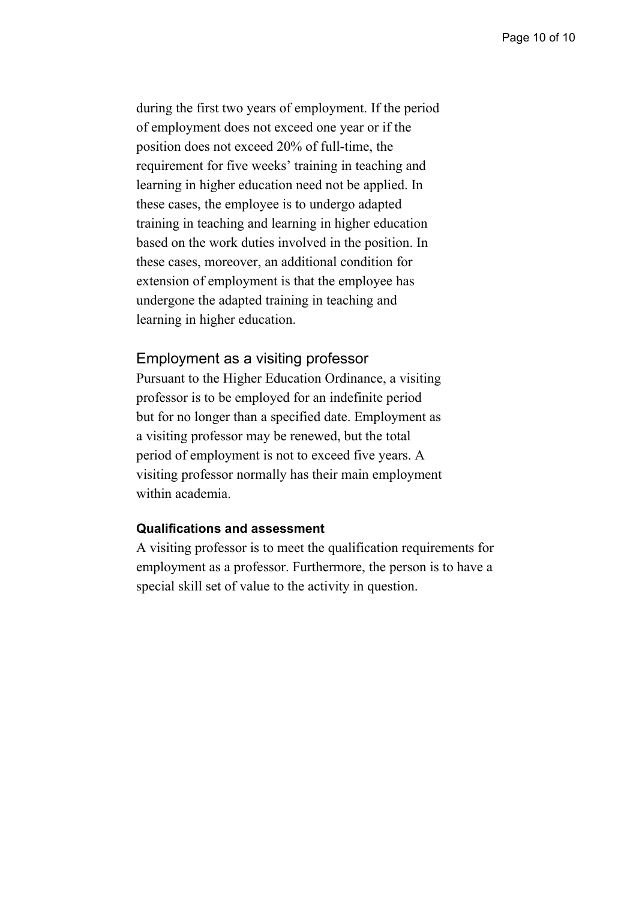during the first two years of employment. If the period of employment does not exceed one year or if the position does not exceed 20% of full-time, the requirement for five weeks' training in teaching and learning in higher education need not be applied. In these cases, the employee is to undergo adapted training in teaching and learning in higher education based on the work duties involved in the position. In these cases, moreover, an additional condition for extension of employment is that the employee has undergone the adapted training in teaching and learning in higher education.

## Employment as a visiting professor

Pursuant to the Higher Education Ordinance, a visiting professor is to be employed for an indefinite period but for no longer than a specified date. Employment as a visiting professor may be renewed, but the total period of employment is not to exceed five years. A visiting professor normally has their main employment within academia.

### Qualifications and assessment

A visiting professor is to meet the qualification requirements for employment as a professor. Furthermore, the person is to have a special skill set of value to the activity in question.